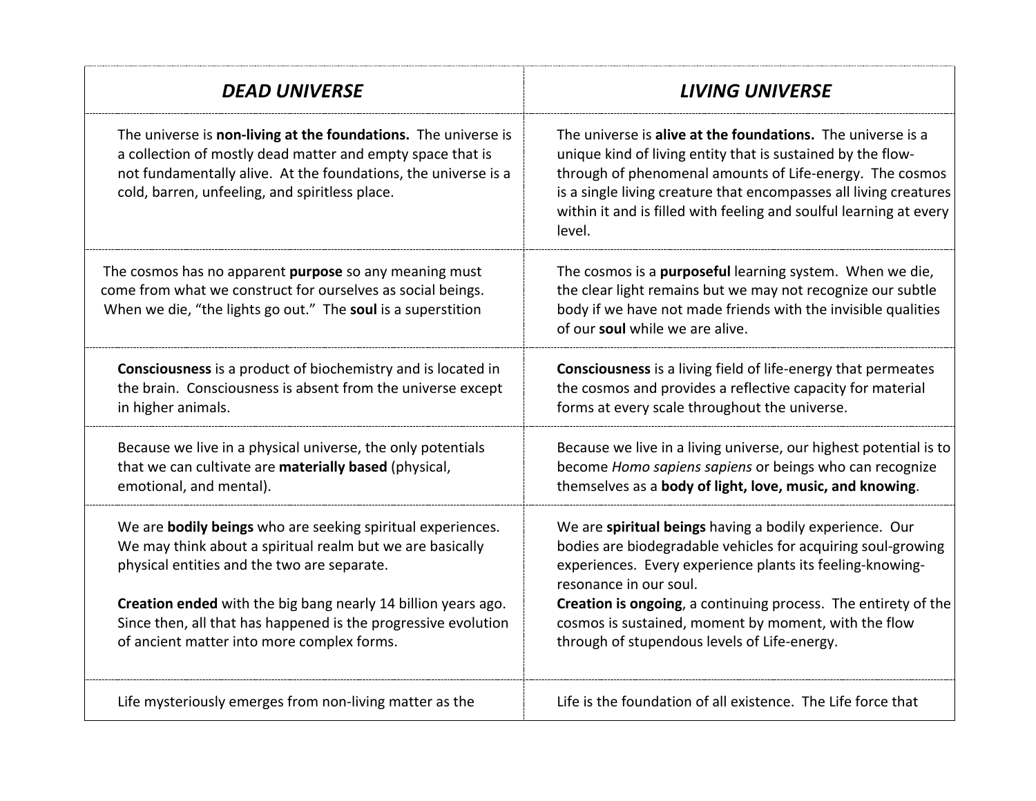| *DEAD UNIVERSE* | *LIVING UNIVERSE* |
|---|---|
| The universe is **non-living at the foundations.** The universe is a collection of mostly dead matter and empty space that is not fundamentally alive. At the foundations, the universe is a cold, barren, unfeeling, and spiritless place. | The universe is **alive at the foundations.** The universe is a unique kind of living entity that is sustained by the flow-through of phenomenal amounts of Life-energy. The cosmos is a single living creature that encompasses all living creatures within it and is filled with feeling and soulful learning at every level. |
| The cosmos has no apparent **purpose** so any meaning must come from what we construct for ourselves as social beings. When we die, "the lights go out." The **soul** is a superstition | The cosmos is a **purposeful** learning system. When we die, the clear light remains but we may not recognize our subtle body if we have not made friends with the invisible qualities of our **soul** while we are alive. |
| **Consciousness** is a product of biochemistry and is located in the brain. Consciousness is absent from the universe except in higher animals. | **Consciousness** is a living field of life-energy that permeates the cosmos and provides a reflective capacity for material forms at every scale throughout the universe. |
| Because we live in a physical universe, the only potentials that we can cultivate are **materially based** (physical, emotional, and mental). | Because we live in a living universe, our highest potential is to become *Homo sapiens sapiens* or beings who can recognize themselves as a **body of light, love, music, and knowing**. |
| We are **bodily beings** who are seeking spiritual experiences. We may think about a spiritual realm but we are basically physical entities and the two are separate.<br><br>**Creation ended** with the big bang nearly 14 billion years ago. Since then, all that has happened is the progressive evolution of ancient matter into more complex forms. | We are **spiritual beings** having a bodily experience. Our bodies are biodegradable vehicles for acquiring soul-growing experiences. Every experience plants its feeling-knowing-resonance in our soul.<br>**Creation is ongoing**, a continuing process. The entirety of the cosmos is sustained, moment by moment, with the flow through of stupendous levels of Life-energy. |
| Life mysteriously emerges from non-living matter as the | Life is the foundation of all existence. The Life force that |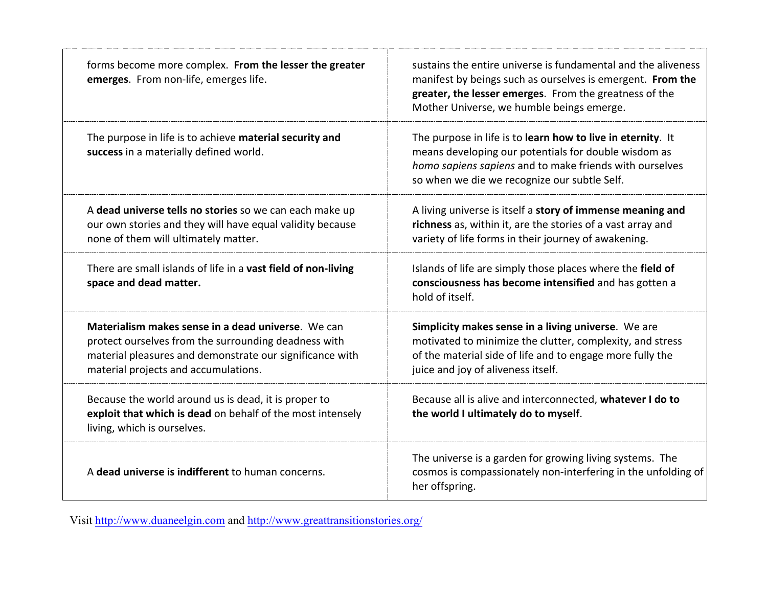| | |
|---|---|
| forms become more complex. **From the lesser the greater emerges**. From non-life, emerges life. | sustains the entire universe is fundamental and the aliveness manifest by beings such as ourselves is emergent. **From the greater, the lesser emerges**. From the greatness of the Mother Universe, we humble beings emerge. |
| The purpose in life is to achieve **material security and success** in a materially defined world. | The purpose in life is to **learn how to live in eternity**. It means developing our potentials for double wisdom as *homo sapiens sapiens* and to make friends with ourselves so when we die we recognize our subtle Self. |
| A **dead universe tells no stories** so we can each make up our own stories and they will have equal validity because none of them will ultimately matter. | A living universe is itself a **story of immense meaning and richness** as, within it, are the stories of a vast array and variety of life forms in their journey of awakening. |
| There are small islands of life in a **vast field of non-living space and dead matter.** | Islands of life are simply those places where the **field of consciousness has become intensified** and has gotten a hold of itself. |
| **Materialism makes sense in a dead universe**. We can protect ourselves from the surrounding deadness with material pleasures and demonstrate our significance with material projects and accumulations. | **Simplicity makes sense in a living universe**. We are motivated to minimize the clutter, complexity, and stress of the material side of life and to engage more fully the juice and joy of aliveness itself. |
| Because the world around us is dead, it is proper to **exploit that which is dead** on behalf of the most intensely living, which is ourselves. | Because all is alive and interconnected, **whatever I do to the world I ultimately do to myself**. |
| A **dead universe is indifferent** to human concerns. | The universe is a garden for growing living systems. The cosmos is compassionately non-interfering in the unfolding of her offspring. |

Visit http://www.duaneelgin.com and http://www.greattransitionstories.org/